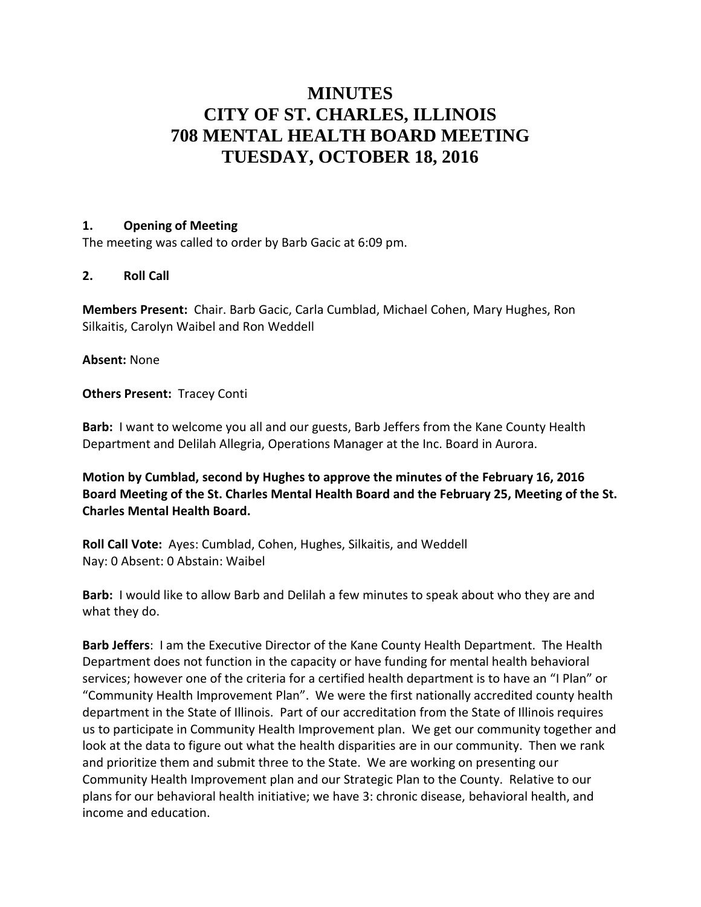# MINUTES
# CITY OF ST. CHARLES, ILLINOIS
# 708 MENTAL HEALTH BOARD MEETING
# TUESDAY, OCTOBER 18, 2016

**1. Opening of Meeting**

The meeting was called to order by Barb Gacic at 6:09 pm.

**2. Roll Call**

**Members Present:** Chair. Barb Gacic, Carla Cumblad, Michael Cohen, Mary Hughes, Ron Silkaitis, Carolyn Waibel and Ron Weddell

**Absent:** None

**Others Present:** Tracey Conti

**Barb:** I want to welcome you all and our guests, Barb Jeffers from the Kane County Health Department and Delilah Allegria, Operations Manager at the Inc. Board in Aurora.

**Motion by Cumblad, second by Hughes to approve the minutes of the February 16, 2016 Board Meeting of the St. Charles Mental Health Board and the February 25, Meeting of the St. Charles Mental Health Board.**

**Roll Call Vote:** Ayes: Cumblad, Cohen, Hughes, Silkaitis, and Weddell
Nay: 0 Absent: 0 Abstain: Waibel

**Barb:** I would like to allow Barb and Delilah a few minutes to speak about who they are and what they do.

**Barb Jeffers**: I am the Executive Director of the Kane County Health Department. The Health Department does not function in the capacity or have funding for mental health behavioral services; however one of the criteria for a certified health department is to have an "I Plan" or "Community Health Improvement Plan". We were the first nationally accredited county health department in the State of Illinois. Part of our accreditation from the State of Illinois requires us to participate in Community Health Improvement plan. We get our community together and look at the data to figure out what the health disparities are in our community. Then we rank and prioritize them and submit three to the State. We are working on presenting our Community Health Improvement plan and our Strategic Plan to the County. Relative to our plans for our behavioral health initiative; we have 3: chronic disease, behavioral health, and income and education.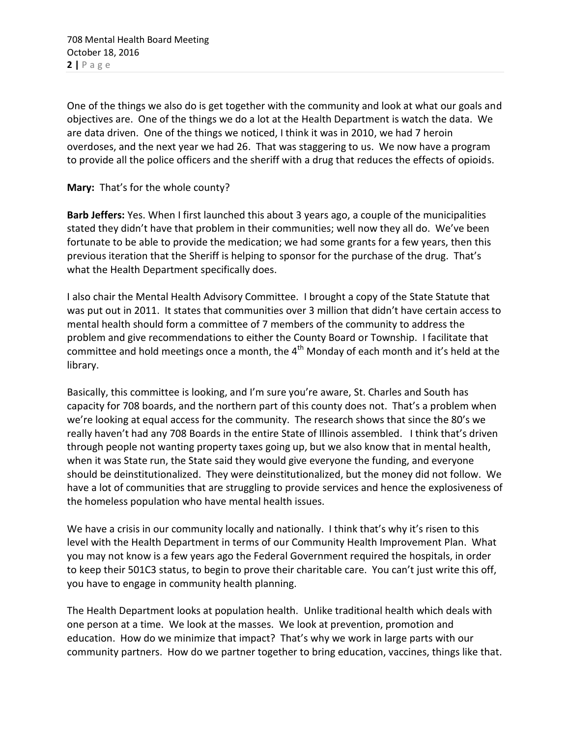One of the things we also do is get together with the community and look at what our goals and objectives are. One of the things we do a lot at the Health Department is watch the data. We are data driven. One of the things we noticed, I think it was in 2010, we had 7 heroin overdoses, and the next year we had 26. That was staggering to us. We now have a program to provide all the police officers and the sheriff with a drug that reduces the effects of opioids.

**Mary:** That's for the whole county?

**Barb Jeffers:** Yes. When I first launched this about 3 years ago, a couple of the municipalities stated they didn't have that problem in their communities; well now they all do. We've been fortunate to be able to provide the medication; we had some grants for a few years, then this previous iteration that the Sheriff is helping to sponsor for the purchase of the drug. That's what the Health Department specifically does.

I also chair the Mental Health Advisory Committee. I brought a copy of the State Statute that was put out in 2011. It states that communities over 3 million that didn't have certain access to mental health should form a committee of 7 members of the community to address the problem and give recommendations to either the County Board or Township. I facilitate that committee and hold meetings once a month, the 4th Monday of each month and it's held at the library.

Basically, this committee is looking, and I'm sure you're aware, St. Charles and South has capacity for 708 boards, and the northern part of this county does not. That's a problem when we're looking at equal access for the community. The research shows that since the 80's we really haven't had any 708 Boards in the entire State of Illinois assembled. I think that's driven through people not wanting property taxes going up, but we also know that in mental health, when it was State run, the State said they would give everyone the funding, and everyone should be deinstitutionalized. They were deinstitutionalized, but the money did not follow. We have a lot of communities that are struggling to provide services and hence the explosiveness of the homeless population who have mental health issues.

We have a crisis in our community locally and nationally. I think that's why it's risen to this level with the Health Department in terms of our Community Health Improvement Plan. What you may not know is a few years ago the Federal Government required the hospitals, in order to keep their 501C3 status, to begin to prove their charitable care. You can't just write this off, you have to engage in community health planning.

The Health Department looks at population health. Unlike traditional health which deals with one person at a time. We look at the masses. We look at prevention, promotion and education. How do we minimize that impact? That's why we work in large parts with our community partners. How do we partner together to bring education, vaccines, things like that.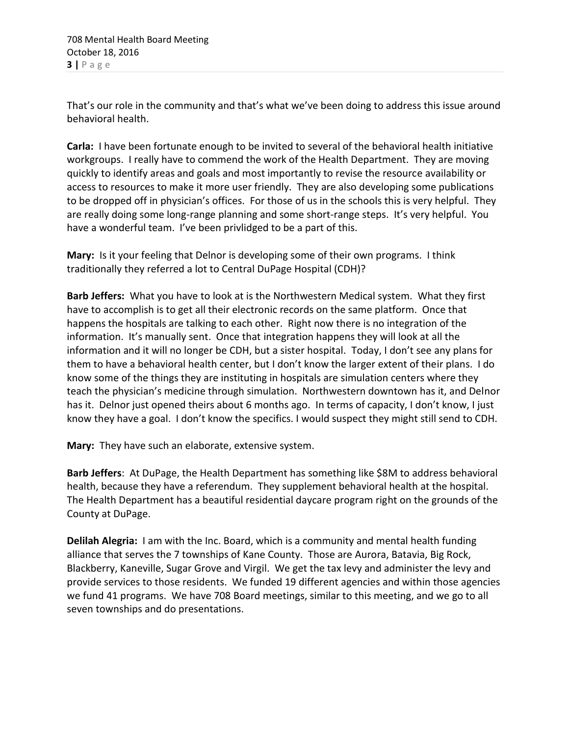That's our role in the community and that's what we've been doing to address this issue around behavioral health.

**Carla:** I have been fortunate enough to be invited to several of the behavioral health initiative workgroups. I really have to commend the work of the Health Department. They are moving quickly to identify areas and goals and most importantly to revise the resource availability or access to resources to make it more user friendly. They are also developing some publications to be dropped off in physician's offices. For those of us in the schools this is very helpful. They are really doing some long-range planning and some short-range steps. It's very helpful. You have a wonderful team. I've been privlidged to be a part of this.

**Mary:** Is it your feeling that Delnor is developing some of their own programs. I think traditionally they referred a lot to Central DuPage Hospital (CDH)?

**Barb Jeffers:** What you have to look at is the Northwestern Medical system. What they first have to accomplish is to get all their electronic records on the same platform. Once that happens the hospitals are talking to each other. Right now there is no integration of the information. It's manually sent. Once that integration happens they will look at all the information and it will no longer be CDH, but a sister hospital. Today, I don't see any plans for them to have a behavioral health center, but I don't know the larger extent of their plans. I do know some of the things they are instituting in hospitals are simulation centers where they teach the physician's medicine through simulation. Northwestern downtown has it, and Delnor has it. Delnor just opened theirs about 6 months ago. In terms of capacity, I don't know, I just know they have a goal. I don't know the specifics. I would suspect they might still send to CDH.

**Mary:** They have such an elaborate, extensive system.

**Barb Jeffers**: At DuPage, the Health Department has something like $8M to address behavioral health, because they have a referendum. They supplement behavioral health at the hospital. The Health Department has a beautiful residential daycare program right on the grounds of the County at DuPage.

**Delilah Alegria:** I am with the Inc. Board, which is a community and mental health funding alliance that serves the 7 townships of Kane County. Those are Aurora, Batavia, Big Rock, Blackberry, Kaneville, Sugar Grove and Virgil. We get the tax levy and administer the levy and provide services to those residents. We funded 19 different agencies and within those agencies we fund 41 programs. We have 708 Board meetings, similar to this meeting, and we go to all seven townships and do presentations.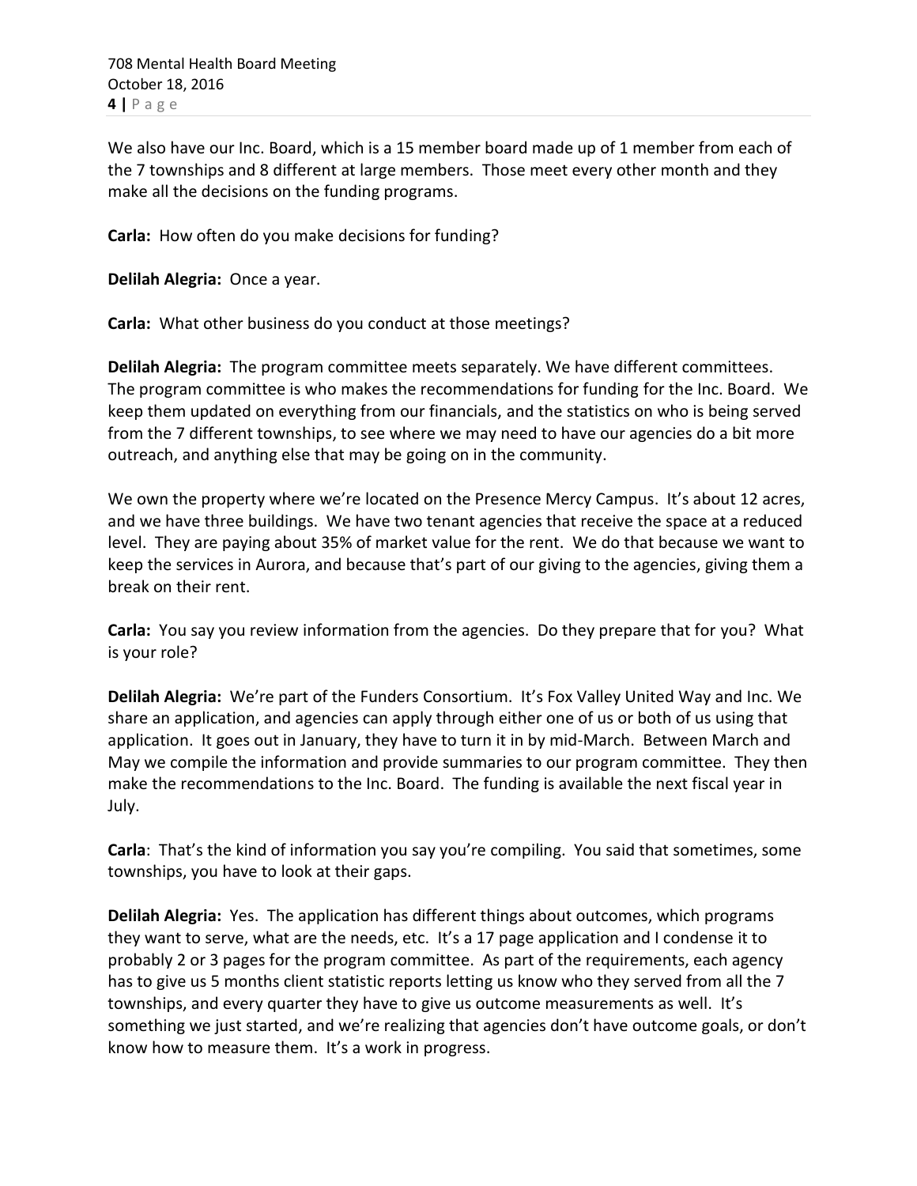We also have our Inc. Board, which is a 15 member board made up of 1 member from each of the 7 townships and 8 different at large members. Those meet every other month and they make all the decisions on the funding programs.

**Carla:** How often do you make decisions for funding?

**Delilah Alegria:** Once a year.

**Carla:** What other business do you conduct at those meetings?

**Delilah Alegria:** The program committee meets separately. We have different committees. The program committee is who makes the recommendations for funding for the Inc. Board. We keep them updated on everything from our financials, and the statistics on who is being served from the 7 different townships, to see where we may need to have our agencies do a bit more outreach, and anything else that may be going on in the community.

We own the property where we're located on the Presence Mercy Campus. It's about 12 acres, and we have three buildings. We have two tenant agencies that receive the space at a reduced level. They are paying about 35% of market value for the rent. We do that because we want to keep the services in Aurora, and because that's part of our giving to the agencies, giving them a break on their rent.

**Carla:** You say you review information from the agencies. Do they prepare that for you? What is your role?

**Delilah Alegria:** We're part of the Funders Consortium. It's Fox Valley United Way and Inc. We share an application, and agencies can apply through either one of us or both of us using that application. It goes out in January, they have to turn it in by mid-March. Between March and May we compile the information and provide summaries to our program committee. They then make the recommendations to the Inc. Board. The funding is available the next fiscal year in July.

**Carla**: That's the kind of information you say you're compiling. You said that sometimes, some townships, you have to look at their gaps.

**Delilah Alegria:** Yes. The application has different things about outcomes, which programs they want to serve, what are the needs, etc. It's a 17 page application and I condense it to probably 2 or 3 pages for the program committee. As part of the requirements, each agency has to give us 5 months client statistic reports letting us know who they served from all the 7 townships, and every quarter they have to give us outcome measurements as well. It's something we just started, and we're realizing that agencies don't have outcome goals, or don't know how to measure them. It's a work in progress.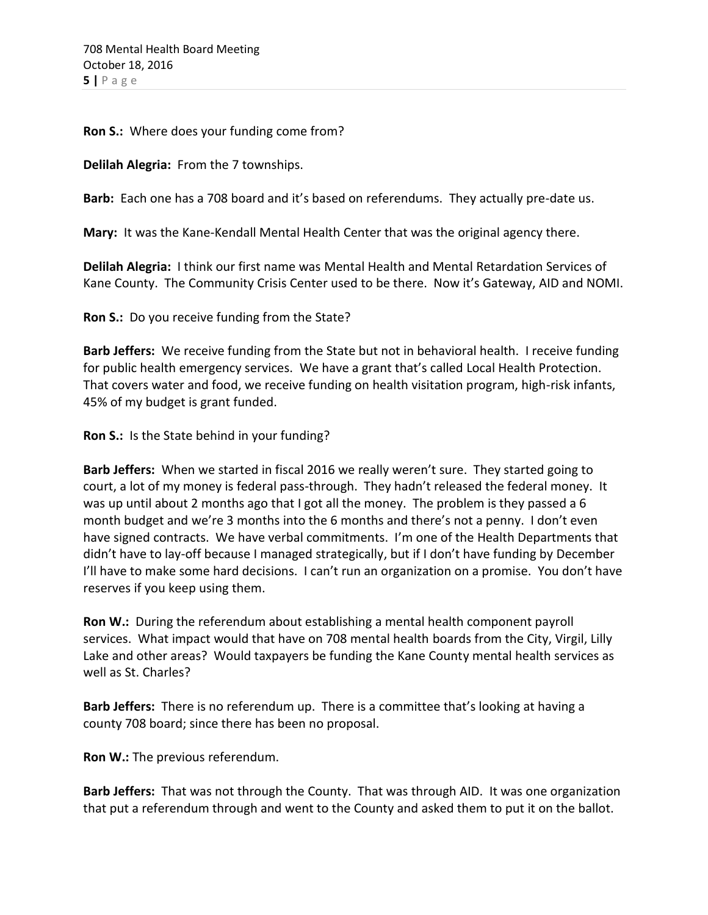**Ron S.:** Where does your funding come from?

**Delilah Alegria:** From the 7 townships.

**Barb:** Each one has a 708 board and it's based on referendums. They actually pre-date us.

**Mary:** It was the Kane-Kendall Mental Health Center that was the original agency there.

**Delilah Alegria:** I think our first name was Mental Health and Mental Retardation Services of Kane County. The Community Crisis Center used to be there. Now it's Gateway, AID and NOMI.

**Ron S.:** Do you receive funding from the State?

**Barb Jeffers:** We receive funding from the State but not in behavioral health. I receive funding for public health emergency services. We have a grant that's called Local Health Protection. That covers water and food, we receive funding on health visitation program, high-risk infants, 45% of my budget is grant funded.

**Ron S.:** Is the State behind in your funding?

**Barb Jeffers:** When we started in fiscal 2016 we really weren't sure. They started going to court, a lot of my money is federal pass-through. They hadn't released the federal money. It was up until about 2 months ago that I got all the money. The problem is they passed a 6 month budget and we're 3 months into the 6 months and there's not a penny. I don't even have signed contracts. We have verbal commitments. I'm one of the Health Departments that didn't have to lay-off because I managed strategically, but if I don't have funding by December I'll have to make some hard decisions. I can't run an organization on a promise. You don't have reserves if you keep using them.

**Ron W.:** During the referendum about establishing a mental health component payroll services. What impact would that have on 708 mental health boards from the City, Virgil, Lilly Lake and other areas? Would taxpayers be funding the Kane County mental health services as well as St. Charles?

**Barb Jeffers:** There is no referendum up. There is a committee that's looking at having a county 708 board; since there has been no proposal.

**Ron W.:** The previous referendum.

**Barb Jeffers:** That was not through the County. That was through AID. It was one organization that put a referendum through and went to the County and asked them to put it on the ballot.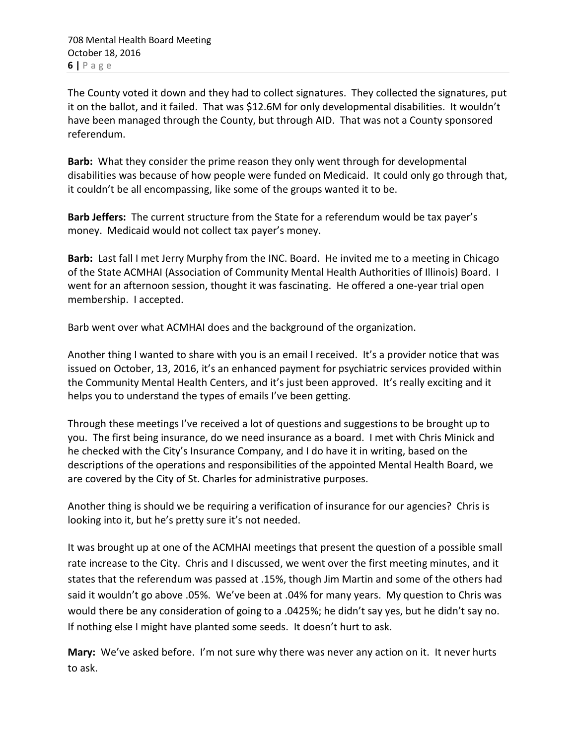The County voted it down and they had to collect signatures. They collected the signatures, put it on the ballot, and it failed. That was $12.6M for only developmental disabilities. It wouldn't have been managed through the County, but through AID. That was not a County sponsored referendum.

**Barb:** What they consider the prime reason they only went through for developmental disabilities was because of how people were funded on Medicaid. It could only go through that, it couldn't be all encompassing, like some of the groups wanted it to be.

**Barb Jeffers:** The current structure from the State for a referendum would be tax payer's money. Medicaid would not collect tax payer's money.

**Barb:** Last fall I met Jerry Murphy from the INC. Board. He invited me to a meeting in Chicago of the State ACMHAI (Association of Community Mental Health Authorities of Illinois) Board. I went for an afternoon session, thought it was fascinating. He offered a one-year trial open membership. I accepted.

Barb went over what ACMHAI does and the background of the organization.

Another thing I wanted to share with you is an email I received. It's a provider notice that was issued on October, 13, 2016, it's an enhanced payment for psychiatric services provided within the Community Mental Health Centers, and it's just been approved. It's really exciting and it helps you to understand the types of emails I've been getting.

Through these meetings I've received a lot of questions and suggestions to be brought up to you. The first being insurance, do we need insurance as a board. I met with Chris Minick and he checked with the City's Insurance Company, and I do have it in writing, based on the descriptions of the operations and responsibilities of the appointed Mental Health Board, we are covered by the City of St. Charles for administrative purposes.

Another thing is should we be requiring a verification of insurance for our agencies? Chris is looking into it, but he's pretty sure it's not needed.

It was brought up at one of the ACMHAI meetings that present the question of a possible small rate increase to the City. Chris and I discussed, we went over the first meeting minutes, and it states that the referendum was passed at .15%, though Jim Martin and some of the others had said it wouldn't go above .05%. We've been at .04% for many years. My question to Chris was would there be any consideration of going to a .0425%; he didn't say yes, but he didn't say no. If nothing else I might have planted some seeds. It doesn't hurt to ask.

**Mary:** We've asked before. I'm not sure why there was never any action on it. It never hurts to ask.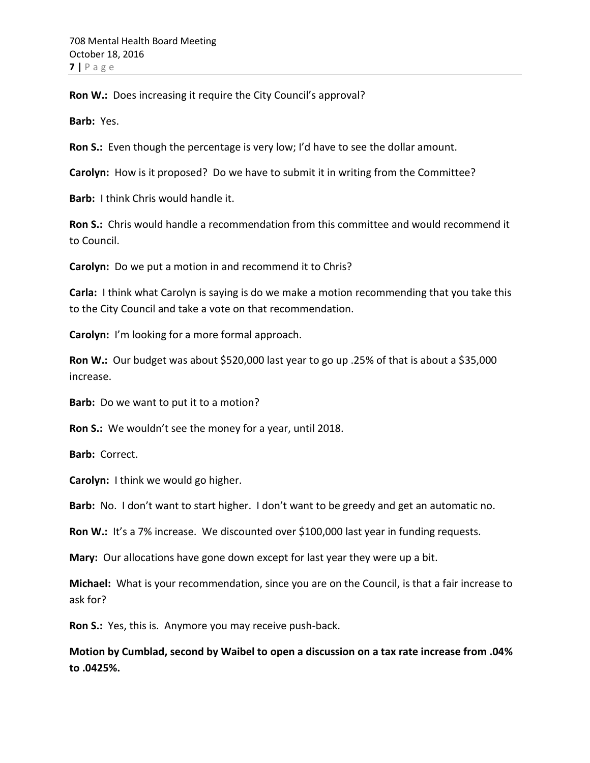**Ron W.:** Does increasing it require the City Council's approval?

**Barb:** Yes.

**Ron S.:** Even though the percentage is very low; I'd have to see the dollar amount.

**Carolyn:** How is it proposed? Do we have to submit it in writing from the Committee?

**Barb:** I think Chris would handle it.

**Ron S.:** Chris would handle a recommendation from this committee and would recommend it to Council.

**Carolyn:** Do we put a motion in and recommend it to Chris?

**Carla:** I think what Carolyn is saying is do we make a motion recommending that you take this to the City Council and take a vote on that recommendation.

**Carolyn:** I'm looking for a more formal approach.

**Ron W.:** Our budget was about $520,000 last year to go up .25% of that is about a $35,000 increase.

**Barb:** Do we want to put it to a motion?

**Ron S.:** We wouldn't see the money for a year, until 2018.

**Barb:** Correct.

**Carolyn:** I think we would go higher.

**Barb:** No. I don't want to start higher. I don't want to be greedy and get an automatic no.

**Ron W.:** It's a 7% increase. We discounted over $100,000 last year in funding requests.

**Mary:** Our allocations have gone down except for last year they were up a bit.

**Michael:** What is your recommendation, since you are on the Council, is that a fair increase to ask for?

**Ron S.:** Yes, this is. Anymore you may receive push-back.

**Motion by Cumblad, second by Waibel to open a discussion on a tax rate increase from .04% to .0425%.**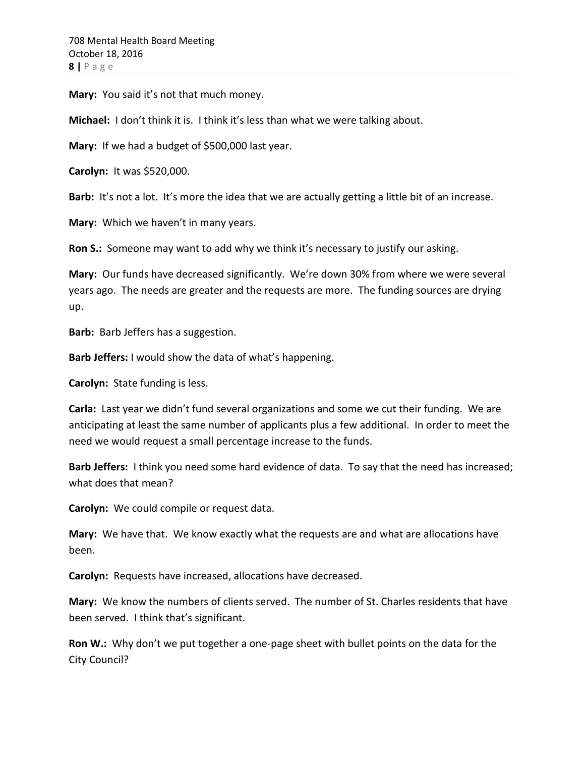**Mary:** You said it's not that much money.

**Michael:** I don't think it is. I think it's less than what we were talking about.

**Mary:** If we had a budget of $500,000 last year.

**Carolyn:** It was $520,000.

**Barb:** It's not a lot. It's more the idea that we are actually getting a little bit of an increase.

**Mary:** Which we haven't in many years.

**Ron S.:** Someone may want to add why we think it's necessary to justify our asking.

**Mary:** Our funds have decreased significantly. We're down 30% from where we were several years ago. The needs are greater and the requests are more. The funding sources are drying up.

**Barb:** Barb Jeffers has a suggestion.

**Barb Jeffers:** I would show the data of what's happening.

**Carolyn:** State funding is less.

**Carla:** Last year we didn't fund several organizations and some we cut their funding. We are anticipating at least the same number of applicants plus a few additional. In order to meet the need we would request a small percentage increase to the funds.

**Barb Jeffers:** I think you need some hard evidence of data. To say that the need has increased; what does that mean?

**Carolyn:** We could compile or request data.

**Mary:** We have that. We know exactly what the requests are and what are allocations have been.

**Carolyn:** Requests have increased, allocations have decreased.

**Mary:** We know the numbers of clients served. The number of St. Charles residents that have been served. I think that's significant.

**Ron W.:** Why don't we put together a one-page sheet with bullet points on the data for the City Council?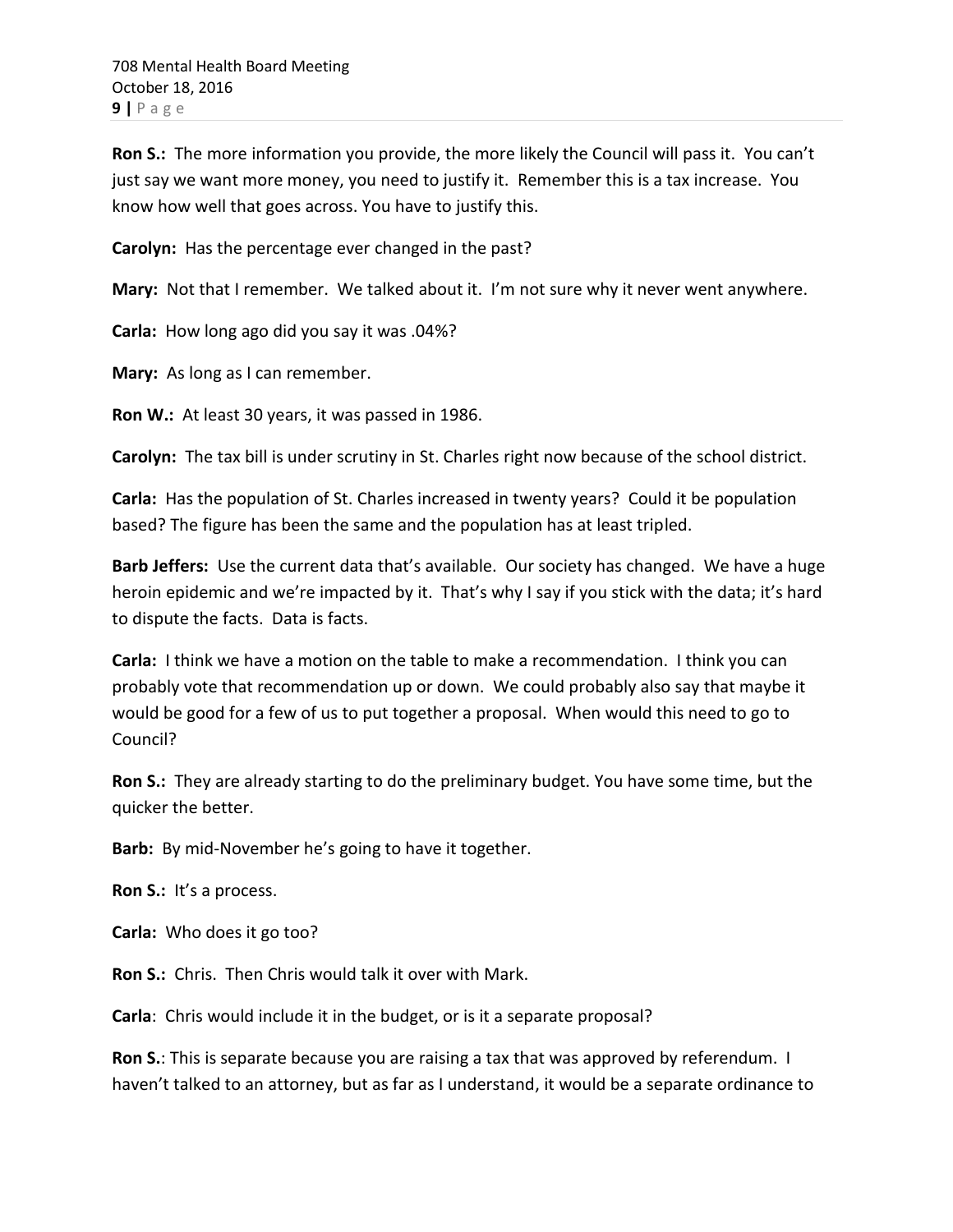**Ron S.:** The more information you provide, the more likely the Council will pass it. You can't just say we want more money, you need to justify it. Remember this is a tax increase. You know how well that goes across. You have to justify this.

**Carolyn:** Has the percentage ever changed in the past?

**Mary:** Not that I remember. We talked about it. I'm not sure why it never went anywhere.

**Carla:** How long ago did you say it was .04%?

**Mary:** As long as I can remember.

**Ron W.:** At least 30 years, it was passed in 1986.

**Carolyn:** The tax bill is under scrutiny in St. Charles right now because of the school district.

**Carla:** Has the population of St. Charles increased in twenty years? Could it be population based? The figure has been the same and the population has at least tripled.

**Barb Jeffers:** Use the current data that's available. Our society has changed. We have a huge heroin epidemic and we're impacted by it. That's why I say if you stick with the data; it's hard to dispute the facts. Data is facts.

**Carla:** I think we have a motion on the table to make a recommendation. I think you can probably vote that recommendation up or down. We could probably also say that maybe it would be good for a few of us to put together a proposal. When would this need to go to Council?

**Ron S.:** They are already starting to do the preliminary budget. You have some time, but the quicker the better.

**Barb:** By mid-November he's going to have it together.

**Ron S.:** It's a process.

**Carla:** Who does it go too?

**Ron S.:** Chris. Then Chris would talk it over with Mark.

**Carla**: Chris would include it in the budget, or is it a separate proposal?

**Ron S.**: This is separate because you are raising a tax that was approved by referendum. I haven't talked to an attorney, but as far as I understand, it would be a separate ordinance to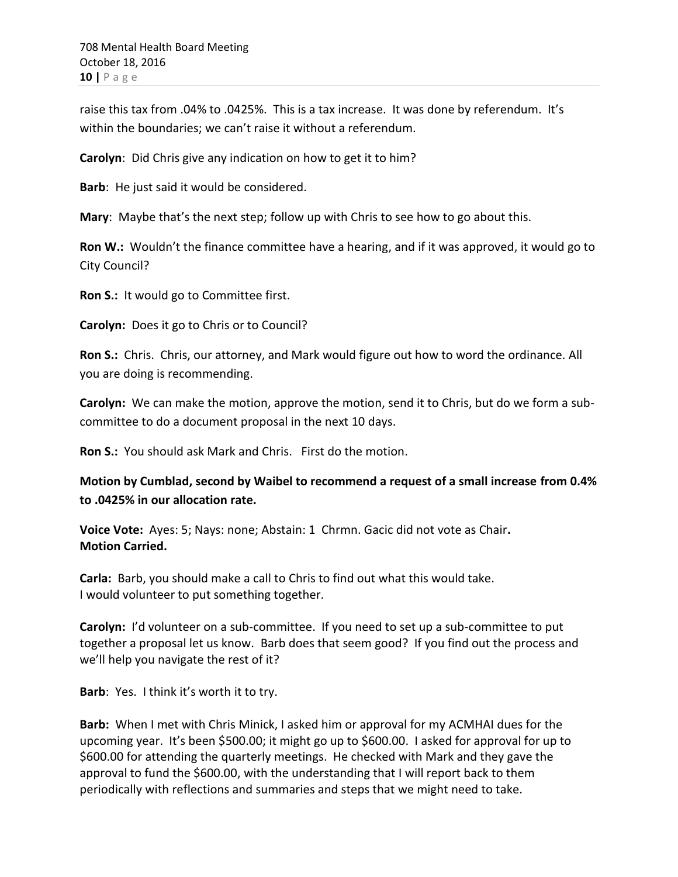raise this tax from .04% to .0425%. This is a tax increase. It was done by referendum. It's within the boundaries; we can't raise it without a referendum.

**Carolyn**: Did Chris give any indication on how to get it to him?

**Barb**: He just said it would be considered.

**Mary**: Maybe that's the next step; follow up with Chris to see how to go about this.

**Ron W.:** Wouldn't the finance committee have a hearing, and if it was approved, it would go to City Council?

**Ron S.:** It would go to Committee first.

**Carolyn:** Does it go to Chris or to Council?

**Ron S.:** Chris. Chris, our attorney, and Mark would figure out how to word the ordinance. All you are doing is recommending.

**Carolyn:** We can make the motion, approve the motion, send it to Chris, but do we form a sub-committee to do a document proposal in the next 10 days.

**Ron S.:** You should ask Mark and Chris. First do the motion.

**Motion by Cumblad, second by Waibel to recommend a request of a small increase from 0.4% to .0425% in our allocation rate.**

**Voice Vote:** Ayes: 5; Nays: none; Abstain: 1 Chrmn. Gacic did not vote as Chair**.**
**Motion Carried.**

**Carla:** Barb, you should make a call to Chris to find out what this would take.
I would volunteer to put something together.

**Carolyn:** I'd volunteer on a sub-committee. If you need to set up a sub-committee to put together a proposal let us know. Barb does that seem good? If you find out the process and we'll help you navigate the rest of it?

**Barb**: Yes. I think it's worth it to try.

**Barb:** When I met with Chris Minick, I asked him or approval for my ACMHAI dues for the upcoming year. It's been $500.00; it might go up to $600.00. I asked for approval for up to $600.00 for attending the quarterly meetings. He checked with Mark and they gave the approval to fund the $600.00, with the understanding that I will report back to them periodically with reflections and summaries and steps that we might need to take.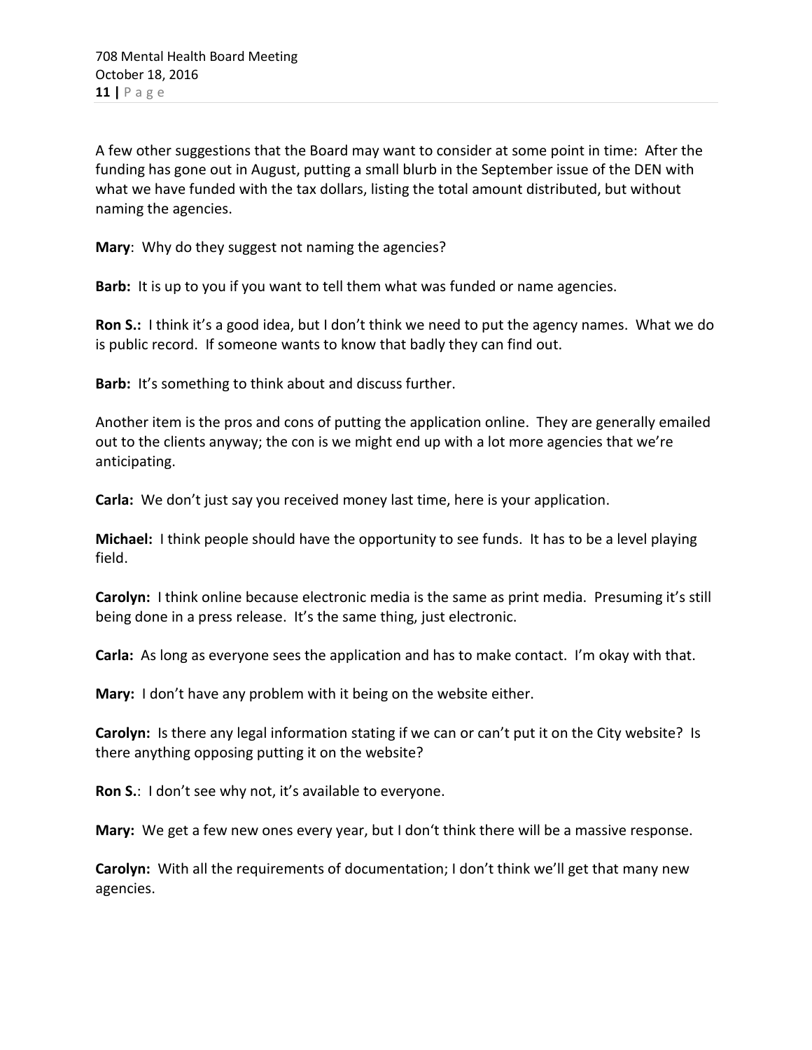A few other suggestions that the Board may want to consider at some point in time: After the funding has gone out in August, putting a small blurb in the September issue of the DEN with what we have funded with the tax dollars, listing the total amount distributed, but without naming the agencies.

**Mary**: Why do they suggest not naming the agencies?

**Barb:** It is up to you if you want to tell them what was funded or name agencies.

**Ron S.:** I think it's a good idea, but I don't think we need to put the agency names. What we do is public record. If someone wants to know that badly they can find out.

**Barb:** It's something to think about and discuss further.

Another item is the pros and cons of putting the application online. They are generally emailed out to the clients anyway; the con is we might end up with a lot more agencies that we're anticipating.

**Carla:** We don't just say you received money last time, here is your application.

**Michael:** I think people should have the opportunity to see funds. It has to be a level playing field.

**Carolyn:** I think online because electronic media is the same as print media. Presuming it's still being done in a press release. It's the same thing, just electronic.

**Carla:** As long as everyone sees the application and has to make contact. I'm okay with that.

**Mary:** I don't have any problem with it being on the website either.

**Carolyn:** Is there any legal information stating if we can or can't put it on the City website? Is there anything opposing putting it on the website?

**Ron S.**: I don't see why not, it's available to everyone.

**Mary:** We get a few new ones every year, but I don't think there will be a massive response.

**Carolyn:** With all the requirements of documentation; I don't think we'll get that many new agencies.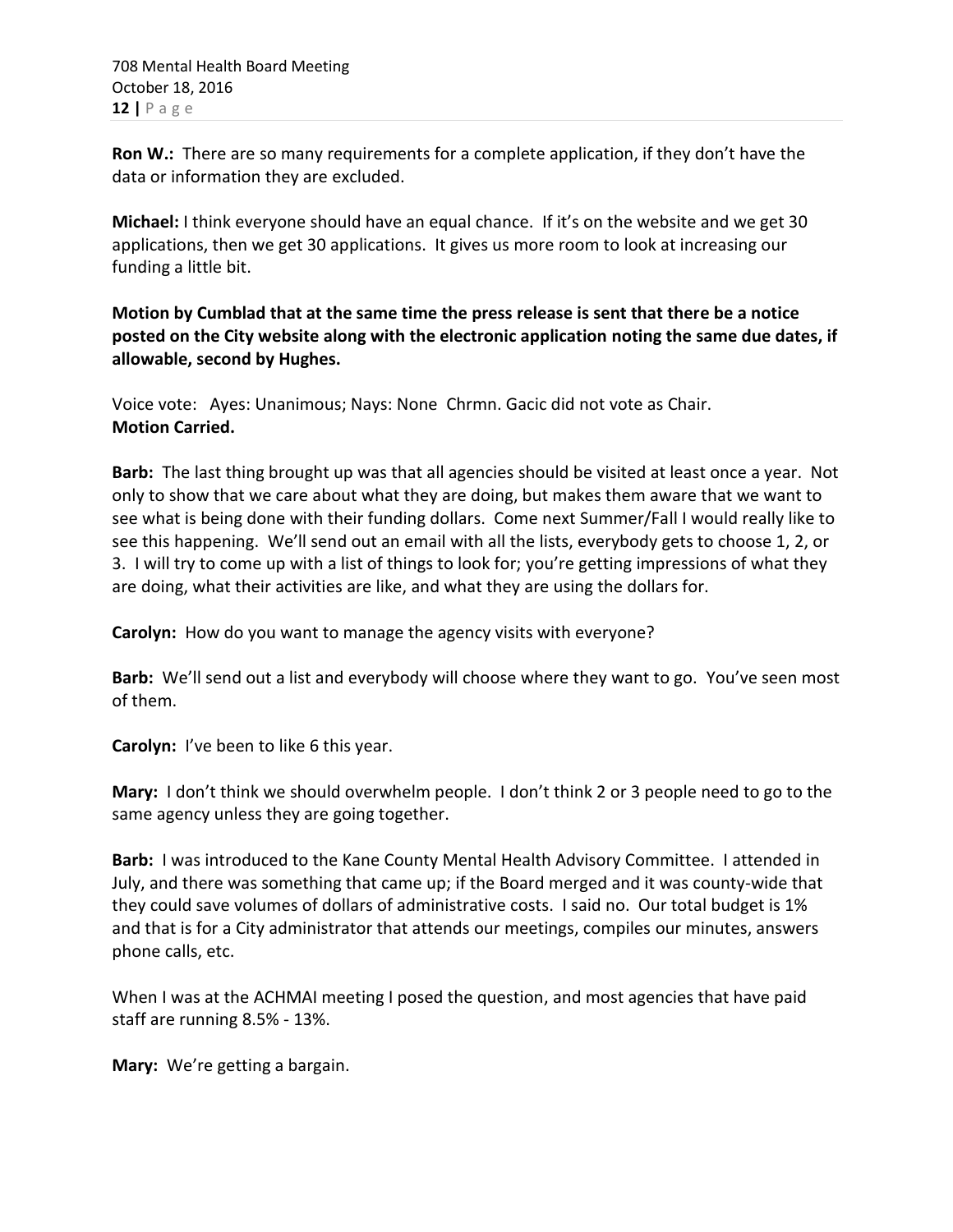**Ron W.:** There are so many requirements for a complete application, if they don't have the data or information they are excluded.

**Michael:** I think everyone should have an equal chance. If it's on the website and we get 30 applications, then we get 30 applications. It gives us more room to look at increasing our funding a little bit.

**Motion by Cumblad that at the same time the press release is sent that there be a notice posted on the City website along with the electronic application noting the same due dates, if allowable, second by Hughes.**

Voice vote: Ayes: Unanimous; Nays: None Chrmn. Gacic did not vote as Chair.
**Motion Carried.**

**Barb:** The last thing brought up was that all agencies should be visited at least once a year. Not only to show that we care about what they are doing, but makes them aware that we want to see what is being done with their funding dollars. Come next Summer/Fall I would really like to see this happening. We'll send out an email with all the lists, everybody gets to choose 1, 2, or 3. I will try to come up with a list of things to look for; you're getting impressions of what they are doing, what their activities are like, and what they are using the dollars for.

**Carolyn:** How do you want to manage the agency visits with everyone?

**Barb:** We'll send out a list and everybody will choose where they want to go. You've seen most of them.

**Carolyn:** I've been to like 6 this year.

**Mary:** I don't think we should overwhelm people. I don't think 2 or 3 people need to go to the same agency unless they are going together.

**Barb:** I was introduced to the Kane County Mental Health Advisory Committee. I attended in July, and there was something that came up; if the Board merged and it was county-wide that they could save volumes of dollars of administrative costs. I said no. Our total budget is 1% and that is for a City administrator that attends our meetings, compiles our minutes, answers phone calls, etc.

When I was at the ACHMAI meeting I posed the question, and most agencies that have paid staff are running 8.5% - 13%.

**Mary:** We're getting a bargain.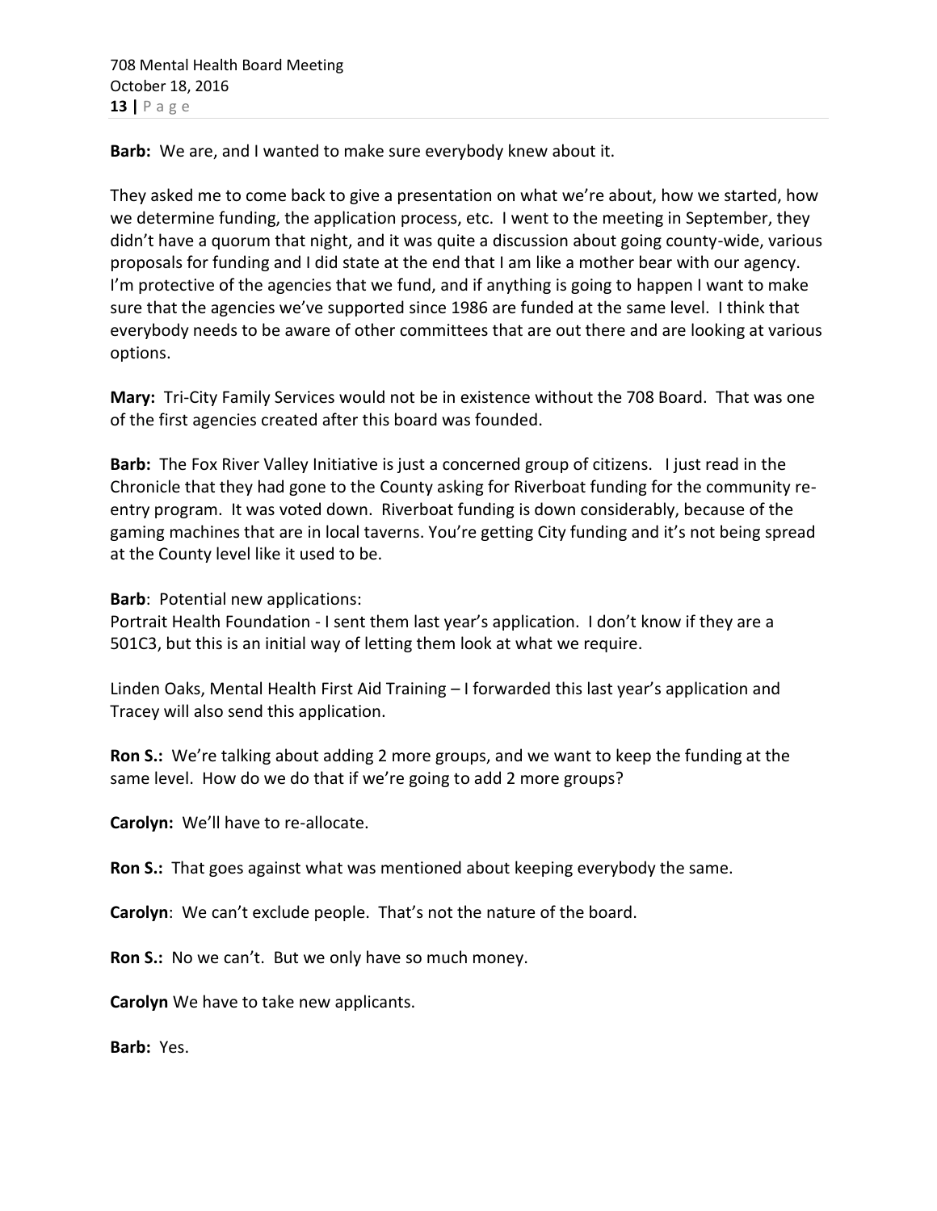**Barb:** We are, and I wanted to make sure everybody knew about it.

They asked me to come back to give a presentation on what we're about, how we started, how we determine funding, the application process, etc. I went to the meeting in September, they didn't have a quorum that night, and it was quite a discussion about going county-wide, various proposals for funding and I did state at the end that I am like a mother bear with our agency. I'm protective of the agencies that we fund, and if anything is going to happen I want to make sure that the agencies we've supported since 1986 are funded at the same level. I think that everybody needs to be aware of other committees that are out there and are looking at various options.

**Mary:** Tri-City Family Services would not be in existence without the 708 Board. That was one of the first agencies created after this board was founded.

**Barb:** The Fox River Valley Initiative is just a concerned group of citizens. I just read in the Chronicle that they had gone to the County asking for Riverboat funding for the community re-entry program. It was voted down. Riverboat funding is down considerably, because of the gaming machines that are in local taverns. You're getting City funding and it's not being spread at the County level like it used to be.

**Barb**: Potential new applications:
Portrait Health Foundation - I sent them last year's application. I don't know if they are a 501C3, but this is an initial way of letting them look at what we require.

Linden Oaks, Mental Health First Aid Training – I forwarded this last year's application and Tracey will also send this application.

**Ron S.:** We're talking about adding 2 more groups, and we want to keep the funding at the same level. How do we do that if we're going to add 2 more groups?

**Carolyn:** We'll have to re-allocate.

**Ron S.:** That goes against what was mentioned about keeping everybody the same.

**Carolyn**: We can't exclude people. That's not the nature of the board.

**Ron S.:** No we can't. But we only have so much money.

**Carolyn** We have to take new applicants.

**Barb:** Yes.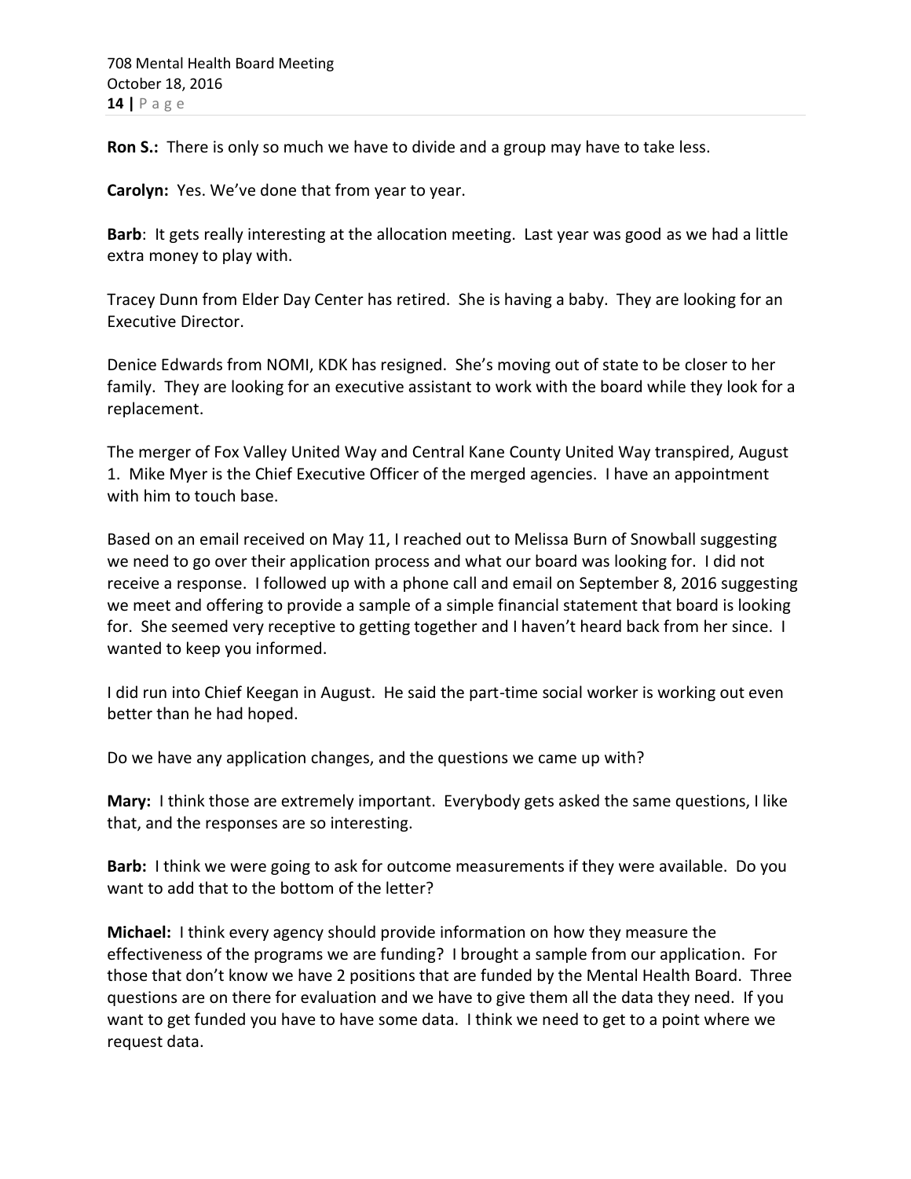**Ron S.:** There is only so much we have to divide and a group may have to take less.

**Carolyn:** Yes. We've done that from year to year.

**Barb**: It gets really interesting at the allocation meeting. Last year was good as we had a little extra money to play with.

Tracey Dunn from Elder Day Center has retired. She is having a baby. They are looking for an Executive Director.

Denice Edwards from NOMI, KDK has resigned. She's moving out of state to be closer to her family. They are looking for an executive assistant to work with the board while they look for a replacement.

The merger of Fox Valley United Way and Central Kane County United Way transpired, August 1. Mike Myer is the Chief Executive Officer of the merged agencies. I have an appointment with him to touch base.

Based on an email received on May 11, I reached out to Melissa Burn of Snowball suggesting we need to go over their application process and what our board was looking for. I did not receive a response. I followed up with a phone call and email on September 8, 2016 suggesting we meet and offering to provide a sample of a simple financial statement that board is looking for. She seemed very receptive to getting together and I haven't heard back from her since. I wanted to keep you informed.

I did run into Chief Keegan in August. He said the part-time social worker is working out even better than he had hoped.

Do we have any application changes, and the questions we came up with?

**Mary:** I think those are extremely important. Everybody gets asked the same questions, I like that, and the responses are so interesting.

**Barb:** I think we were going to ask for outcome measurements if they were available. Do you want to add that to the bottom of the letter?

**Michael:** I think every agency should provide information on how they measure the effectiveness of the programs we are funding? I brought a sample from our application. For those that don't know we have 2 positions that are funded by the Mental Health Board. Three questions are on there for evaluation and we have to give them all the data they need. If you want to get funded you have to have some data. I think we need to get to a point where we request data.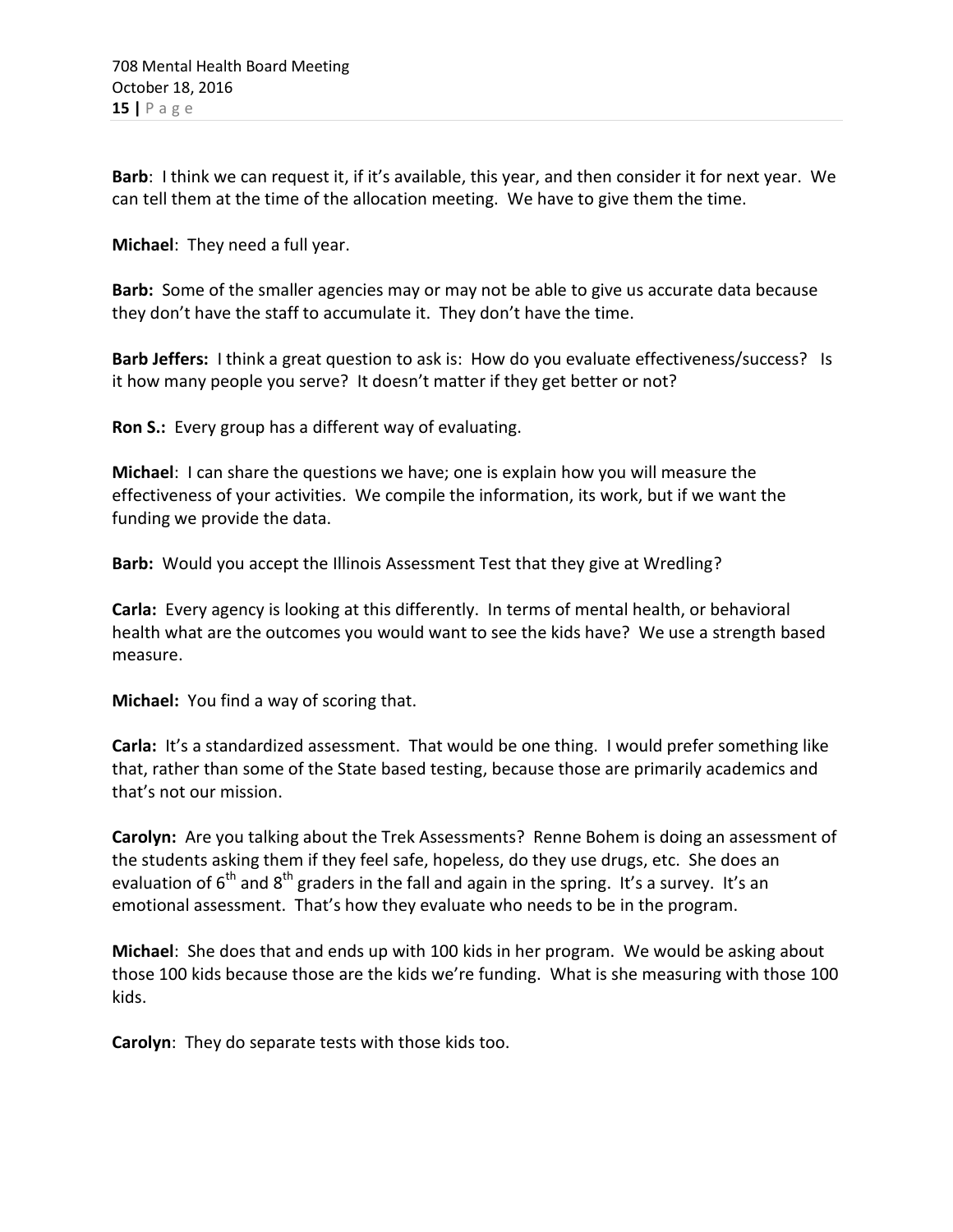**Barb**: I think we can request it, if it's available, this year, and then consider it for next year. We can tell them at the time of the allocation meeting. We have to give them the time.

**Michael**: They need a full year.

**Barb:** Some of the smaller agencies may or may not be able to give us accurate data because they don't have the staff to accumulate it. They don't have the time.

**Barb Jeffers:** I think a great question to ask is: How do you evaluate effectiveness/success? Is it how many people you serve? It doesn't matter if they get better or not?

**Ron S.:** Every group has a different way of evaluating.

**Michael**: I can share the questions we have; one is explain how you will measure the effectiveness of your activities. We compile the information, its work, but if we want the funding we provide the data.

**Barb:** Would you accept the Illinois Assessment Test that they give at Wredling?

**Carla:** Every agency is looking at this differently. In terms of mental health, or behavioral health what are the outcomes you would want to see the kids have? We use a strength based measure.

**Michael:** You find a way of scoring that.

**Carla:** It's a standardized assessment. That would be one thing. I would prefer something like that, rather than some of the State based testing, because those are primarily academics and that's not our mission.

**Carolyn:** Are you talking about the Trek Assessments? Renne Bohem is doing an assessment of the students asking them if they feel safe, hopeless, do they use drugs, etc. She does an evaluation of 6th and 8th graders in the fall and again in the spring. It's a survey. It's an emotional assessment. That's how they evaluate who needs to be in the program.

**Michael**: She does that and ends up with 100 kids in her program. We would be asking about those 100 kids because those are the kids we're funding. What is she measuring with those 100 kids.

**Carolyn**: They do separate tests with those kids too.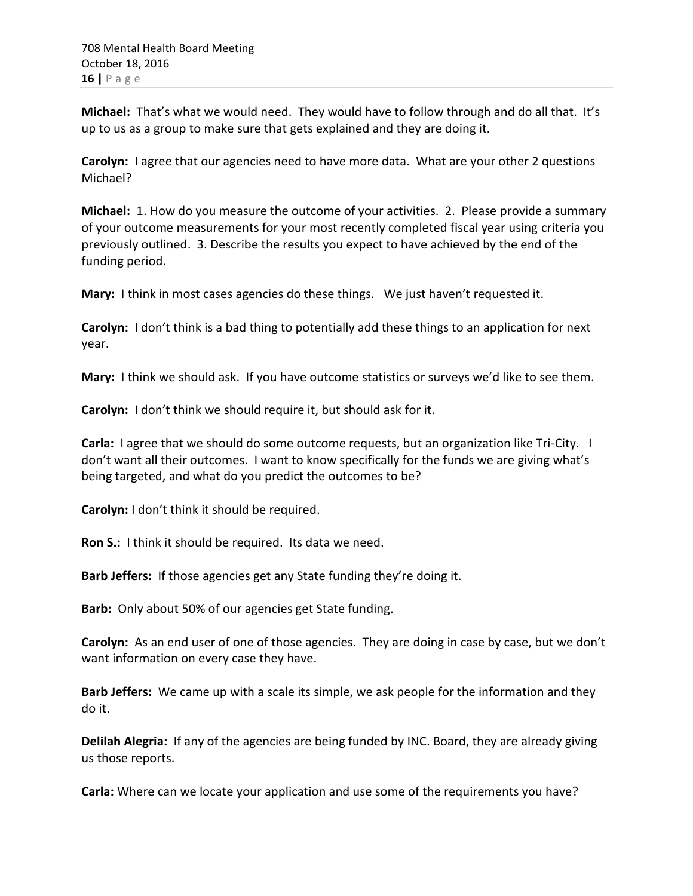**Michael:** That's what we would need. They would have to follow through and do all that. It's up to us as a group to make sure that gets explained and they are doing it.

**Carolyn:** I agree that our agencies need to have more data. What are your other 2 questions Michael?

**Michael:** 1. How do you measure the outcome of your activities. 2. Please provide a summary of your outcome measurements for your most recently completed fiscal year using criteria you previously outlined. 3. Describe the results you expect to have achieved by the end of the funding period.

**Mary:** I think in most cases agencies do these things. We just haven't requested it.

**Carolyn:** I don't think is a bad thing to potentially add these things to an application for next year.

**Mary:** I think we should ask. If you have outcome statistics or surveys we'd like to see them.

**Carolyn:** I don't think we should require it, but should ask for it.

**Carla:** I agree that we should do some outcome requests, but an organization like Tri-City. I don't want all their outcomes. I want to know specifically for the funds we are giving what's being targeted, and what do you predict the outcomes to be?

**Carolyn:** I don't think it should be required.

**Ron S.:** I think it should be required. Its data we need.

**Barb Jeffers:** If those agencies get any State funding they're doing it.

**Barb:** Only about 50% of our agencies get State funding.

**Carolyn:** As an end user of one of those agencies. They are doing in case by case, but we don't want information on every case they have.

**Barb Jeffers:** We came up with a scale its simple, we ask people for the information and they do it.

**Delilah Alegria:** If any of the agencies are being funded by INC. Board, they are already giving us those reports.

**Carla:** Where can we locate your application and use some of the requirements you have?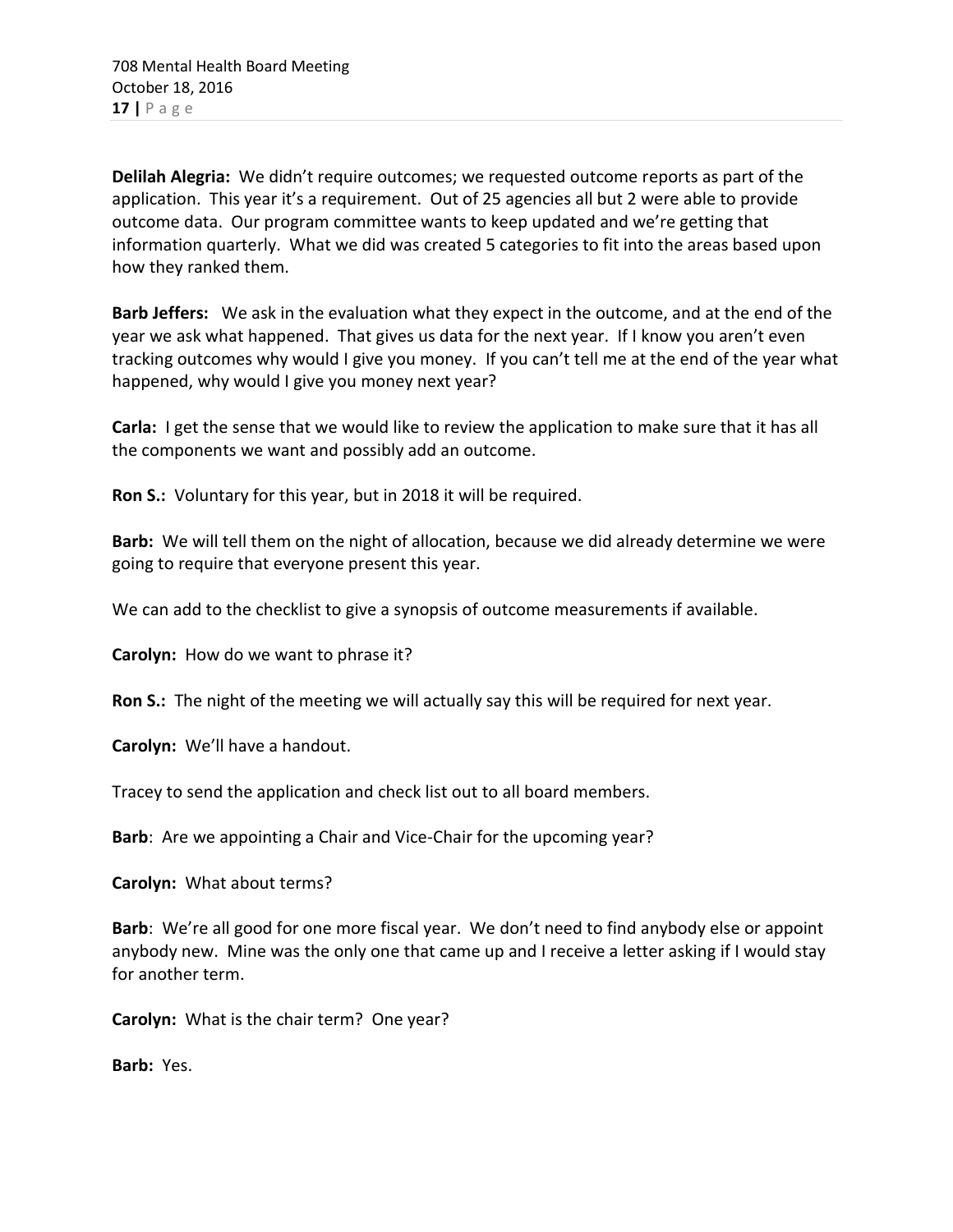**Delilah Alegria:** We didn't require outcomes; we requested outcome reports as part of the application. This year it's a requirement. Out of 25 agencies all but 2 were able to provide outcome data. Our program committee wants to keep updated and we're getting that information quarterly. What we did was created 5 categories to fit into the areas based upon how they ranked them.

**Barb Jeffers:** We ask in the evaluation what they expect in the outcome, and at the end of the year we ask what happened. That gives us data for the next year. If I know you aren't even tracking outcomes why would I give you money. If you can't tell me at the end of the year what happened, why would I give you money next year?

**Carla:** I get the sense that we would like to review the application to make sure that it has all the components we want and possibly add an outcome.

**Ron S.:** Voluntary for this year, but in 2018 it will be required.

**Barb:** We will tell them on the night of allocation, because we did already determine we were going to require that everyone present this year.

We can add to the checklist to give a synopsis of outcome measurements if available.

**Carolyn:** How do we want to phrase it?

**Ron S.:** The night of the meeting we will actually say this will be required for next year.

**Carolyn:** We'll have a handout.

Tracey to send the application and check list out to all board members.

**Barb**: Are we appointing a Chair and Vice-Chair for the upcoming year?

**Carolyn:** What about terms?

**Barb**: We're all good for one more fiscal year. We don't need to find anybody else or appoint anybody new. Mine was the only one that came up and I receive a letter asking if I would stay for another term.

**Carolyn:** What is the chair term? One year?

**Barb:** Yes.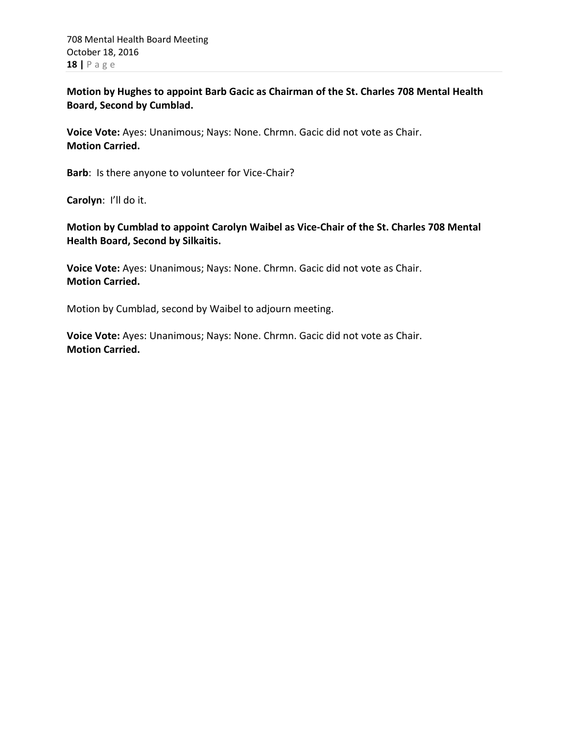**Motion by Hughes to appoint Barb Gacic as Chairman of the St. Charles 708 Mental Health Board, Second by Cumblad.**

**Voice Vote:** Ayes: Unanimous; Nays: None. Chrmn. Gacic did not vote as Chair.
**Motion Carried.**

**Barb**: Is there anyone to volunteer for Vice-Chair?

**Carolyn**: I'll do it.

**Motion by Cumblad to appoint Carolyn Waibel as Vice-Chair of the St. Charles 708 Mental Health Board, Second by Silkaitis.**

**Voice Vote:** Ayes: Unanimous; Nays: None. Chrmn. Gacic did not vote as Chair.
**Motion Carried.**

Motion by Cumblad, second by Waibel to adjourn meeting.

**Voice Vote:** Ayes: Unanimous; Nays: None. Chrmn. Gacic did not vote as Chair.
**Motion Carried.**